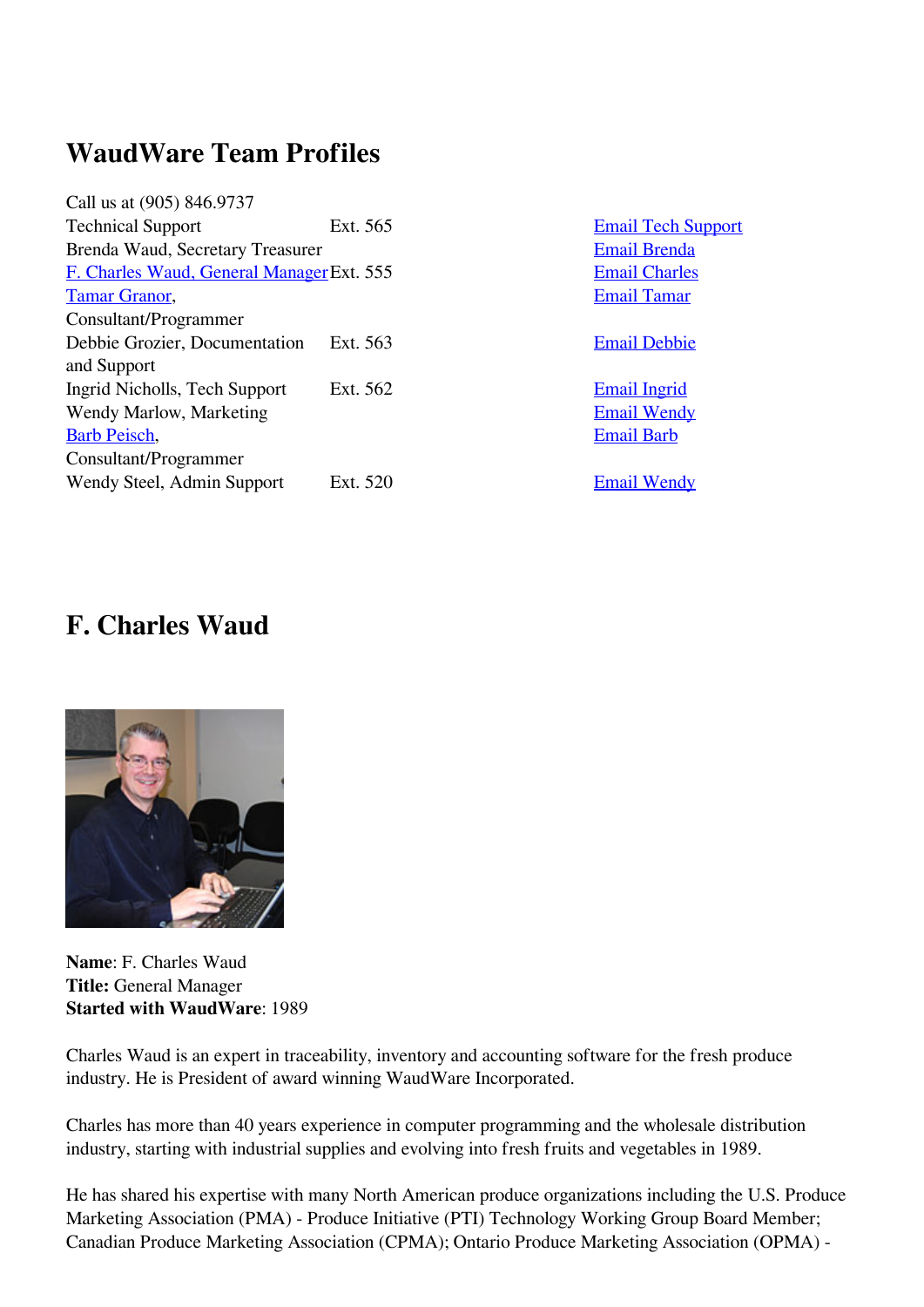# WaudWare Team Profiles

Call us at (905) 846.9737

| | | |
|---|---|---|
| Technical Support | Ext. 565 | Email Tech Support |
| Brenda Waud, Secretary Treasurer | | Email Brenda |
| F. Charles Waud, General Manager | Ext. 555 | Email Charles |
| Tamar Granor, Consultant/Programmer | | Email Tamar |
| Debbie Grozier, Documentation and Support | Ext. 563 | Email Debbie |
| Ingrid Nicholls, Tech Support | Ext. 562 | Email Ingrid |
| Wendy Marlow, Marketing | | Email Wendy |
| Barb Peisch, Consultant/Programmer | | Email Barb |
| Wendy Steel, Admin Support | Ext. 520 | Email Wendy |

# F. Charles Waud

**Name**: F. Charles Waud
**Title:** General Manager
**Started with WaudWare**: 1989

Charles Waud is an expert in traceability, inventory and accounting software for the fresh produce industry. He is President of award winning WaudWare Incorporated.

Charles has more than 40 years experience in computer programming and the wholesale distribution industry, starting with industrial supplies and evolving into fresh fruits and vegetables in 1989.

He has shared his expertise with many North American produce organizations including the U.S. Produce Marketing Association (PMA) - Produce Initiative (PTI) Technology Working Group Board Member; Canadian Produce Marketing Association (CPMA); Ontario Produce Marketing Association (OPMA) -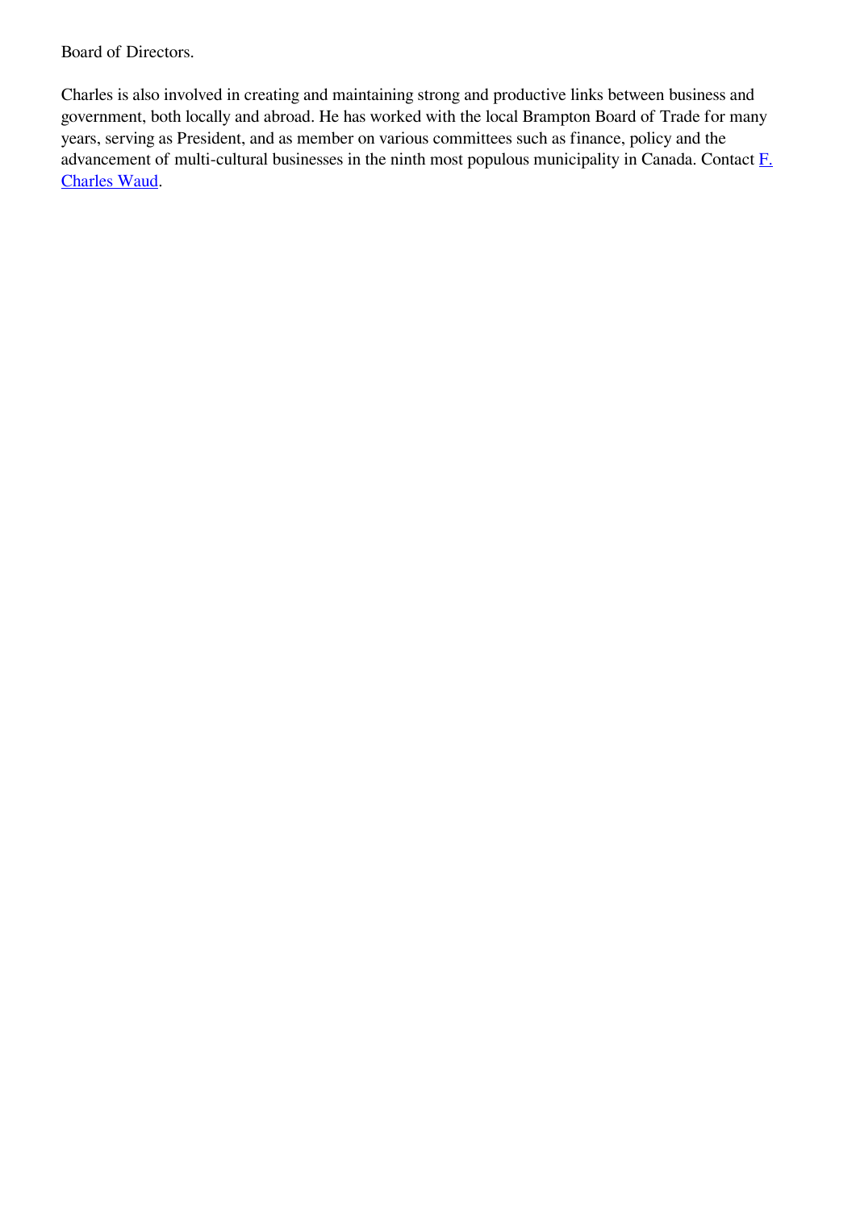Board of Directors.

Charles is also involved in creating and maintaining strong and productive links between business and government, both locally and abroad. He has worked with the local Brampton Board of Trade for many years, serving as President, and as member on various committees such as finance, policy and the advancement of multi-cultural businesses in the ninth most populous municipality in Canada. Contact F. Charles Waud.